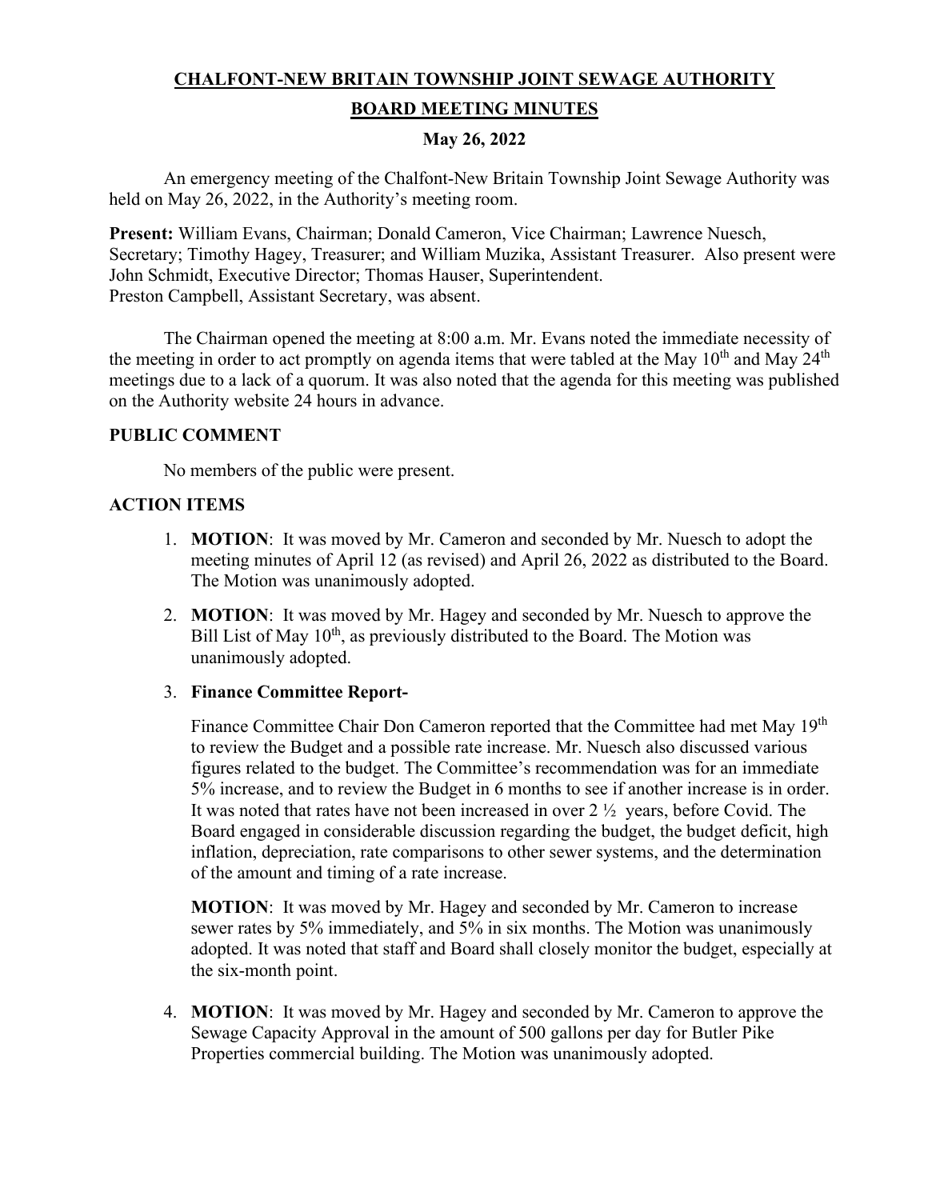# CHALFONT-NEW BRITAIN TOWNSHIP JOINT SEWAGE AUTHORITY

## BOARD MEETING MINUTES

### May 26, 2022

An emergency meeting of the Chalfont-New Britain Township Joint Sewage Authority was held on May 26, 2022, in the Authority's meeting room.

**Present:** William Evans, Chairman; Donald Cameron, Vice Chairman; Lawrence Nuesch, Secretary; Timothy Hagey, Treasurer; and William Muzika, Assistant Treasurer. Also present were John Schmidt, Executive Director; Thomas Hauser, Superintendent.
Preston Campbell, Assistant Secretary, was absent.

The Chairman opened the meeting at 8:00 a.m. Mr. Evans noted the immediate necessity of the meeting in order to act promptly on agenda items that were tabled at the May 10th and May 24th meetings due to a lack of a quorum. It was also noted that the agenda for this meeting was published on the Authority website 24 hours in advance.

**PUBLIC COMMENT**

No members of the public were present.

**ACTION ITEMS**

1. **MOTION**: It was moved by Mr. Cameron and seconded by Mr. Nuesch to adopt the meeting minutes of April 12 (as revised) and April 26, 2022 as distributed to the Board. The Motion was unanimously adopted.

2. **MOTION**: It was moved by Mr. Hagey and seconded by Mr. Nuesch to approve the Bill List of May 10th, as previously distributed to the Board. The Motion was unanimously adopted.

3. **Finance Committee Report-**

   Finance Committee Chair Don Cameron reported that the Committee had met May 19th to review the Budget and a possible rate increase. Mr. Nuesch also discussed various figures related to the budget. The Committee's recommendation was for an immediate 5% increase, and to review the Budget in 6 months to see if another increase is in order. It was noted that rates have not been increased in over 2 ½ years, before Covid. The Board engaged in considerable discussion regarding the budget, the budget deficit, high inflation, depreciation, rate comparisons to other sewer systems, and the determination of the amount and timing of a rate increase.

   **MOTION**: It was moved by Mr. Hagey and seconded by Mr. Cameron to increase sewer rates by 5% immediately, and 5% in six months. The Motion was unanimously adopted. It was noted that staff and Board shall closely monitor the budget, especially at the six-month point.

4. **MOTION**: It was moved by Mr. Hagey and seconded by Mr. Cameron to approve the Sewage Capacity Approval in the amount of 500 gallons per day for Butler Pike Properties commercial building. The Motion was unanimously adopted.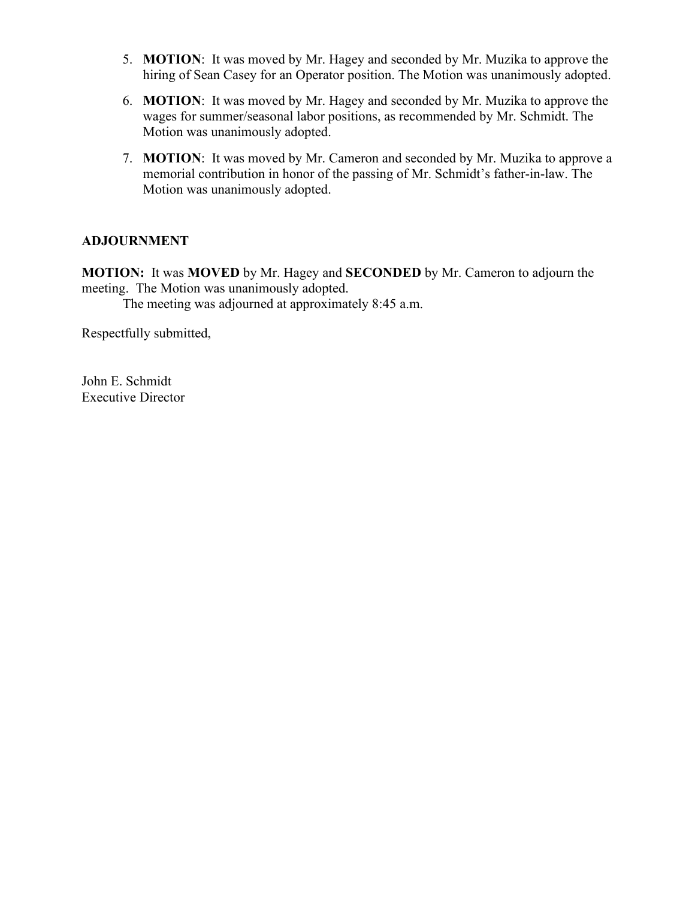5. **MOTION**: It was moved by Mr. Hagey and seconded by Mr. Muzika to approve the hiring of Sean Casey for an Operator position. The Motion was unanimously adopted.
6. **MOTION**: It was moved by Mr. Hagey and seconded by Mr. Muzika to approve the wages for summer/seasonal labor positions, as recommended by Mr. Schmidt. The Motion was unanimously adopted.
7. **MOTION**: It was moved by Mr. Cameron and seconded by Mr. Muzika to approve a memorial contribution in honor of the passing of Mr. Schmidt's father-in-law. The Motion was unanimously adopted.

**ADJOURNMENT**

**MOTION:** It was **MOVED** by Mr. Hagey and **SECONDED** by Mr. Cameron to adjourn the meeting. The Motion was unanimously adopted.

The meeting was adjourned at approximately 8:45 a.m.

Respectfully submitted,

John E. Schmidt
Executive Director